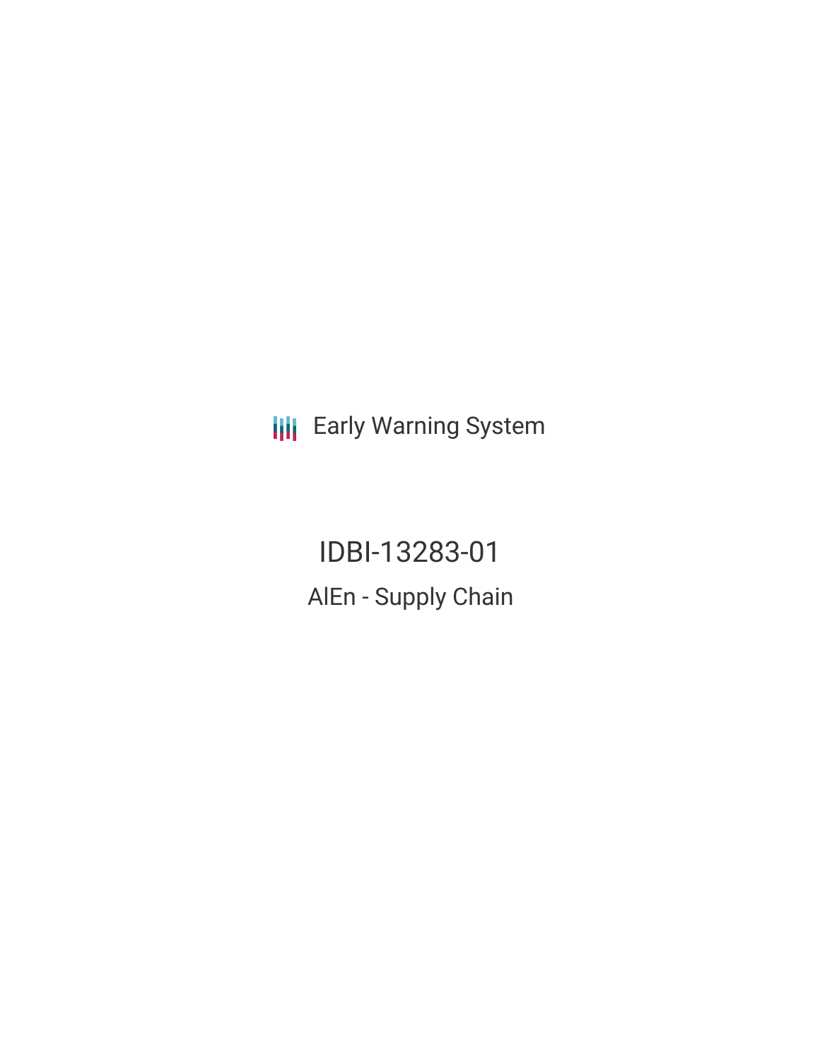Early Warning System

# IDBI-13283-01

## AlEn - Supply Chain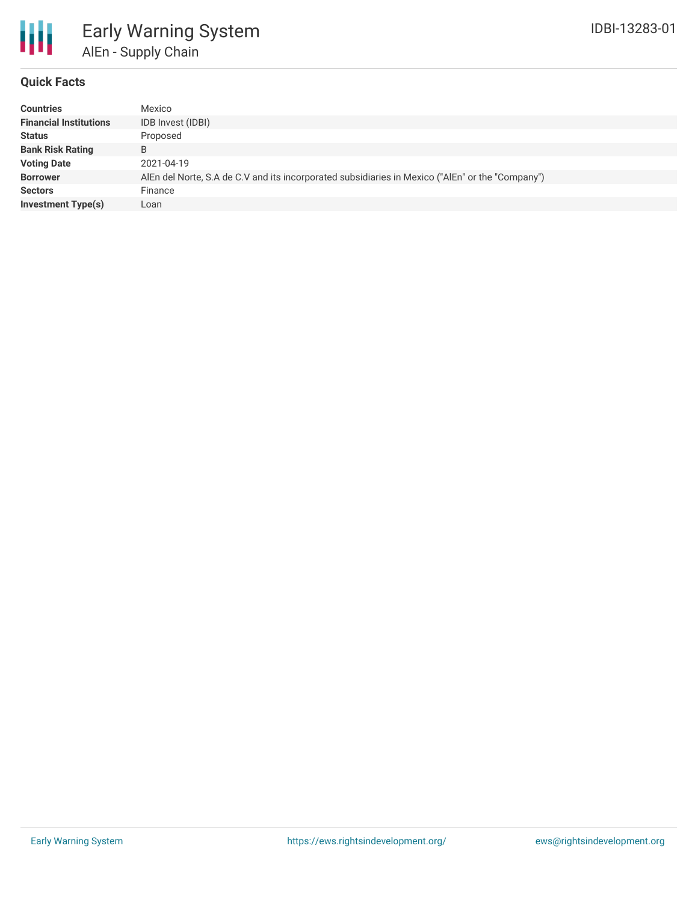# Early Warning System

## AlEn - Supply Chain

IDBI-13283-01

### Quick Facts

| | |
|---|---|
| **Countries** | Mexico |
| **Financial Institutions** | IDB Invest (IDBI) |
| **Status** | Proposed |
| **Bank Risk Rating** | B |
| **Voting Date** | 2021-04-19 |
| **Borrower** | AlEn del Norte, S.A de C.V and its incorporated subsidiaries in Mexico ("AlEn" or the "Company") |
| **Sectors** | Finance |
| **Investment Type(s)** | Loan |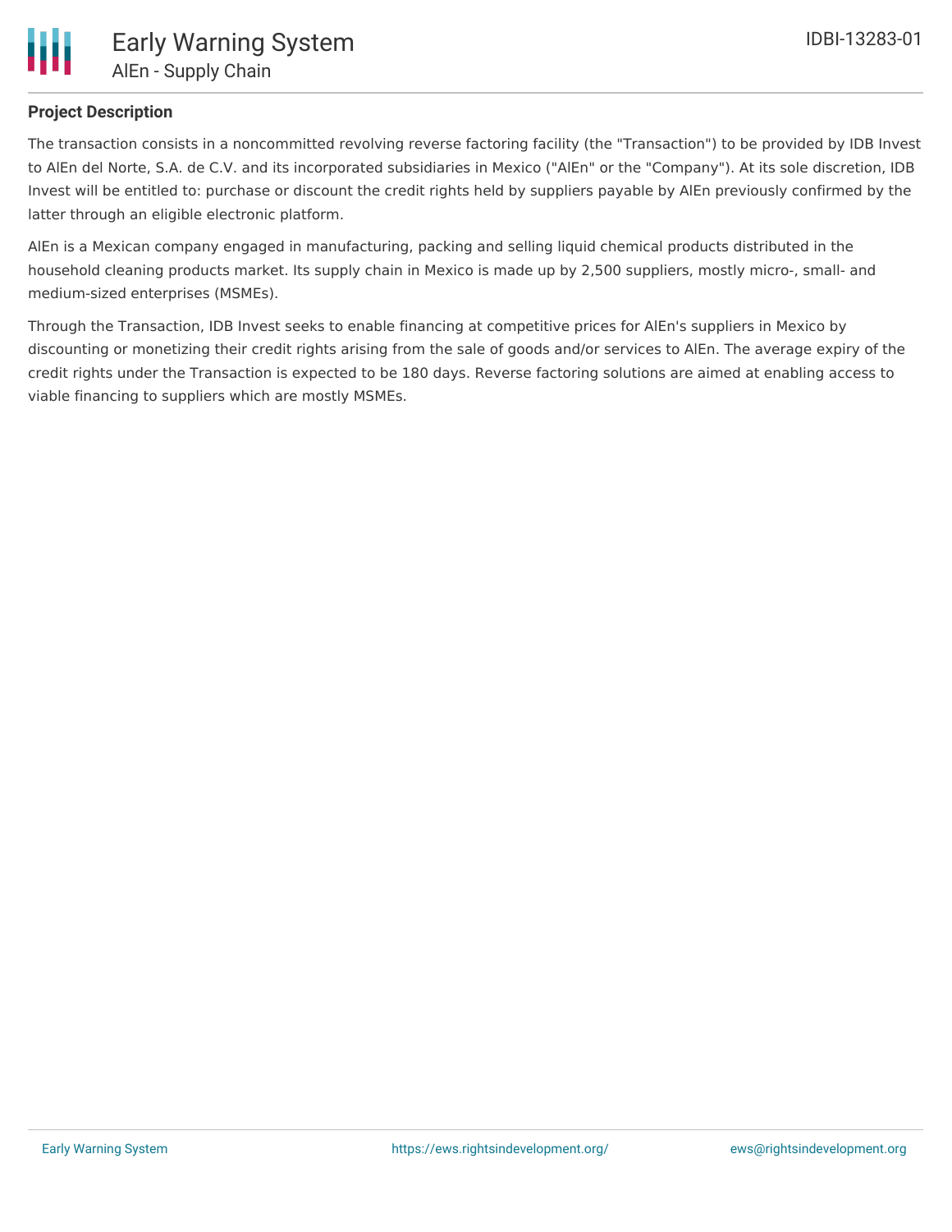## Project Description

The transaction consists in a noncommitted revolving reverse factoring facility (the "Transaction") to be provided by IDB Invest to AlEn del Norte, S.A. de C.V. and its incorporated subsidiaries in Mexico ("AlEn" or the "Company"). At its sole discretion, IDB Invest will be entitled to: purchase or discount the credit rights held by suppliers payable by AlEn previously confirmed by the latter through an eligible electronic platform.

AlEn is a Mexican company engaged in manufacturing, packing and selling liquid chemical products distributed in the household cleaning products market. Its supply chain in Mexico is made up by 2,500 suppliers, mostly micro-, small- and medium-sized enterprises (MSMEs).

Through the Transaction, IDB Invest seeks to enable financing at competitive prices for AlEn's suppliers in Mexico by discounting or monetizing their credit rights arising from the sale of goods and/or services to AlEn. The average expiry of the credit rights under the Transaction is expected to be 180 days. Reverse factoring solutions are aimed at enabling access to viable financing to suppliers which are mostly MSMEs.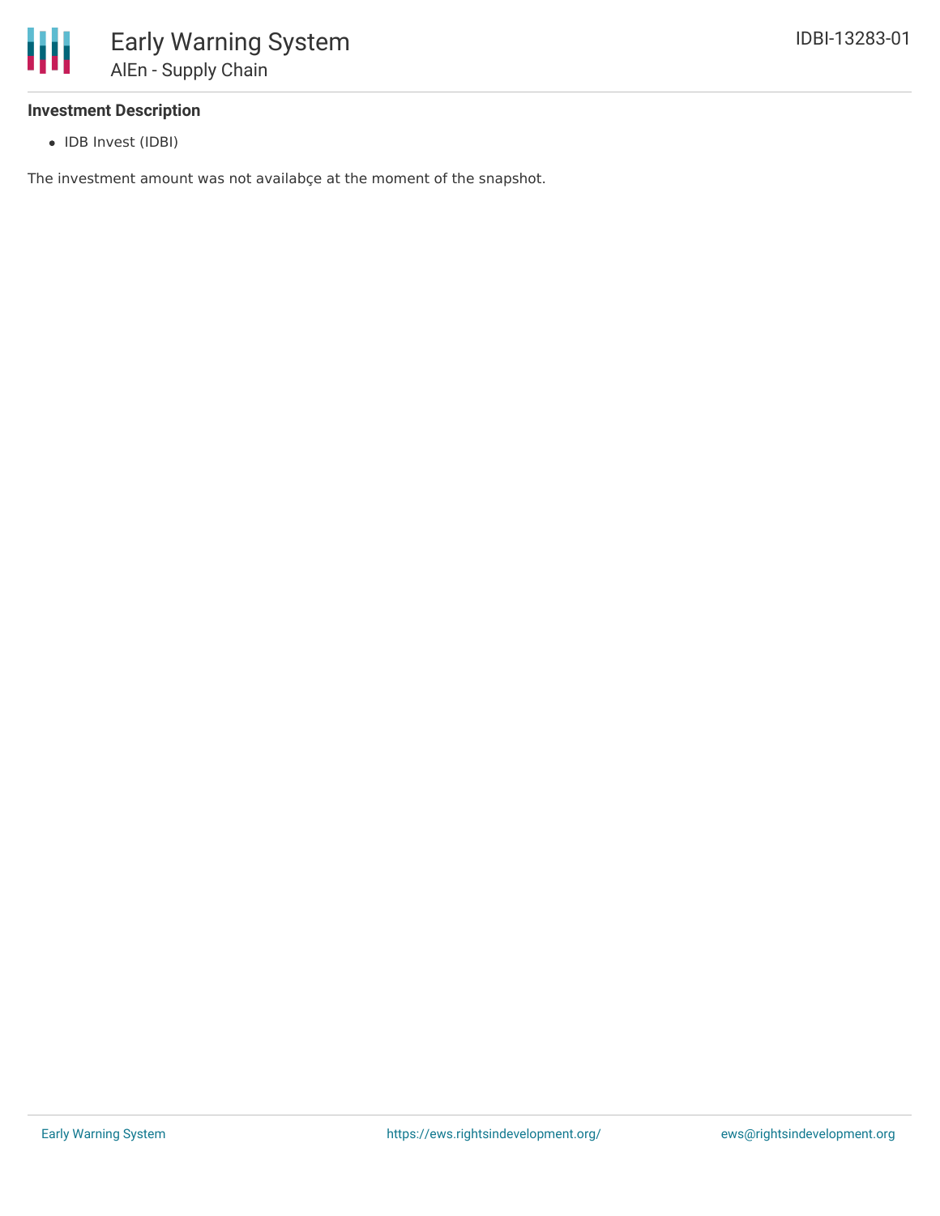### Investment Description

- IDB Invest (IDBI)

The investment amount was not availabçe at the moment of the snapshot.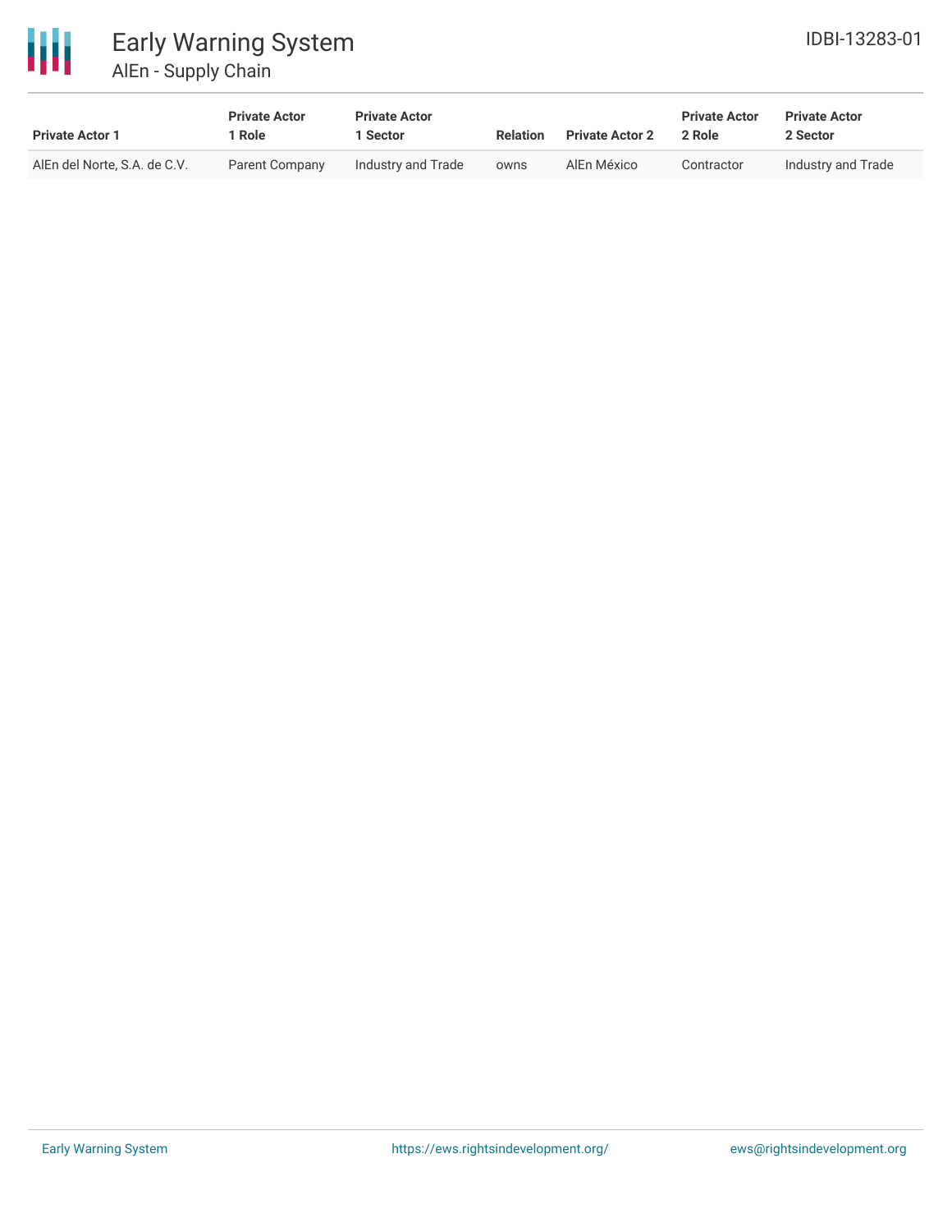# Early Warning System

## AlEn - Supply Chain

IDBI-13283-01

| Private Actor 1 | Private Actor 1 Role | Private Actor 1 Sector | Relation | Private Actor 2 | Private Actor 2 Role | Private Actor 2 Sector |
|---|---|---|---|---|---|---|
| AlEn del Norte, S.A. de C.V. | Parent Company | Industry and Trade | owns | AlEn México | Contractor | Industry and Trade |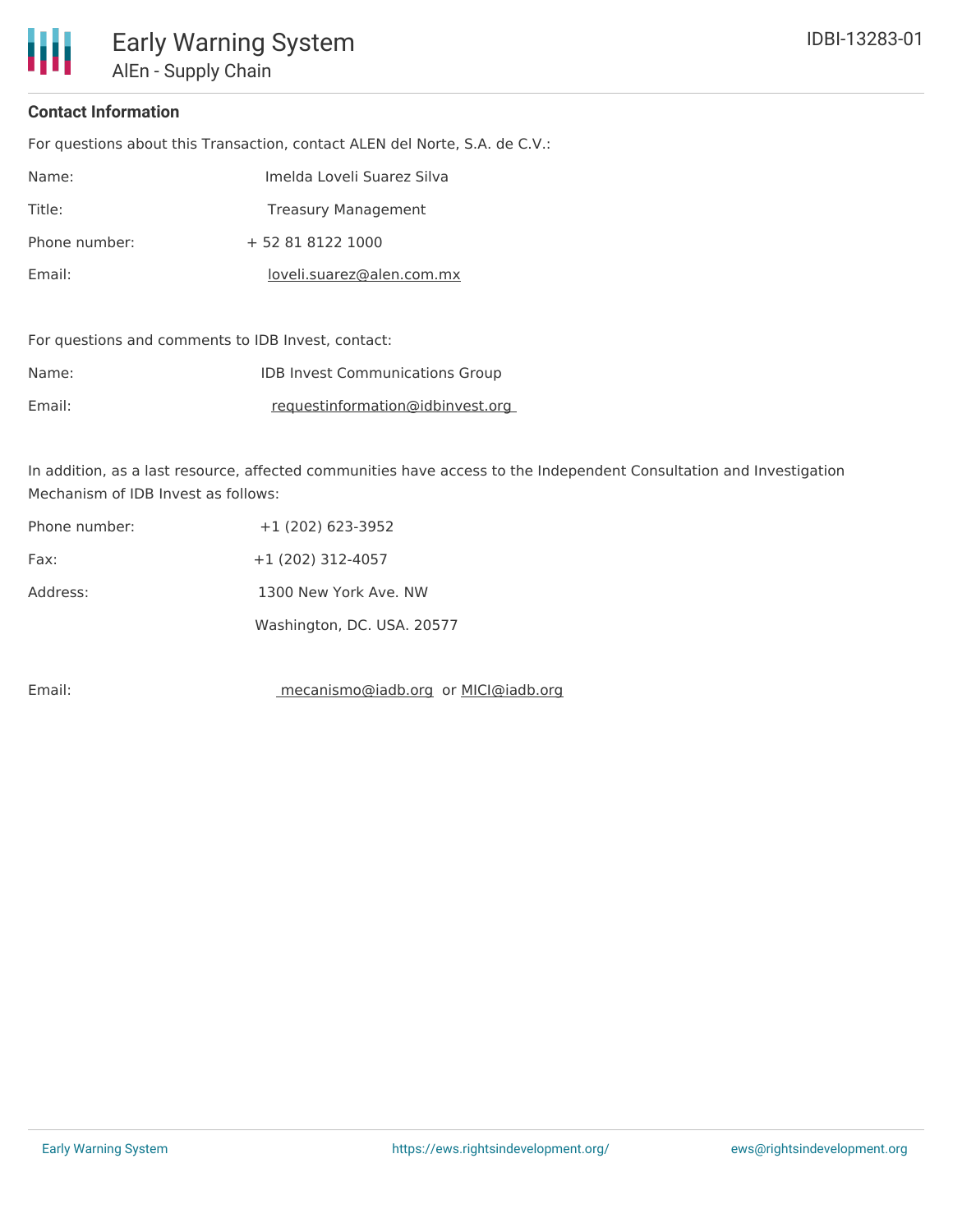### Contact Information

For questions about this Transaction, contact ALEN del Norte, S.A. de C.V.:

Name: Imelda Loveli Suarez Silva

Title: Treasury Management

Phone number: + 52 81 8122 1000

Email: loveli.suarez@alen.com.mx

For questions and comments to IDB Invest, contact:

Name: IDB Invest Communications Group

Email: requestinformation@idbinvest.org

In addition, as a last resource, affected communities have access to the Independent Consultation and Investigation Mechanism of IDB Invest as follows:

Phone number: +1 (202) 623-3952

Fax: +1 (202) 312-4057

Address: 1300 New York Ave. NW

Washington, DC. USA. 20577

Email: mecanismo@iadb.org or MICI@iadb.org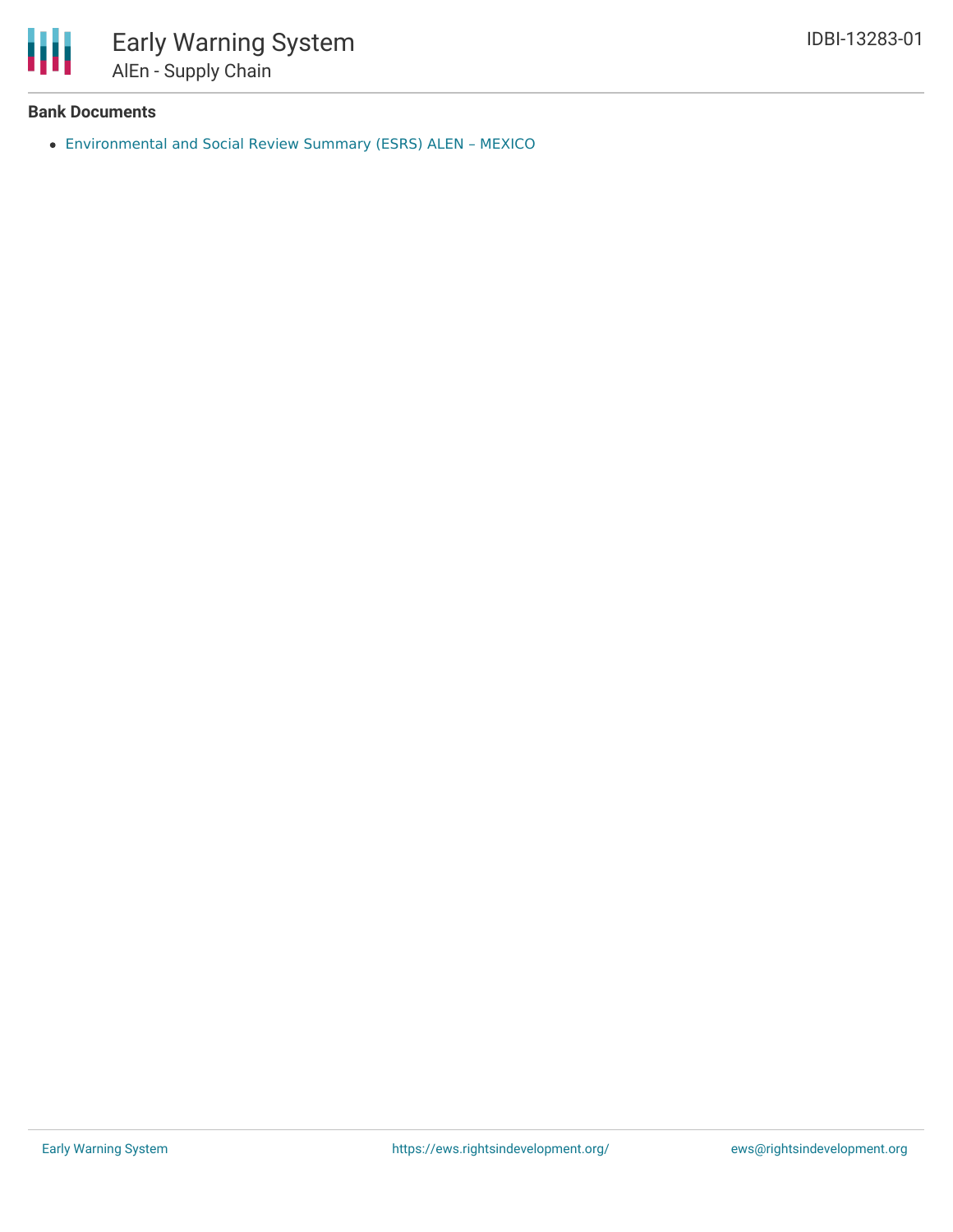### Bank Documents

- Environmental and Social Review Summary (ESRS) ALEN – MEXICO